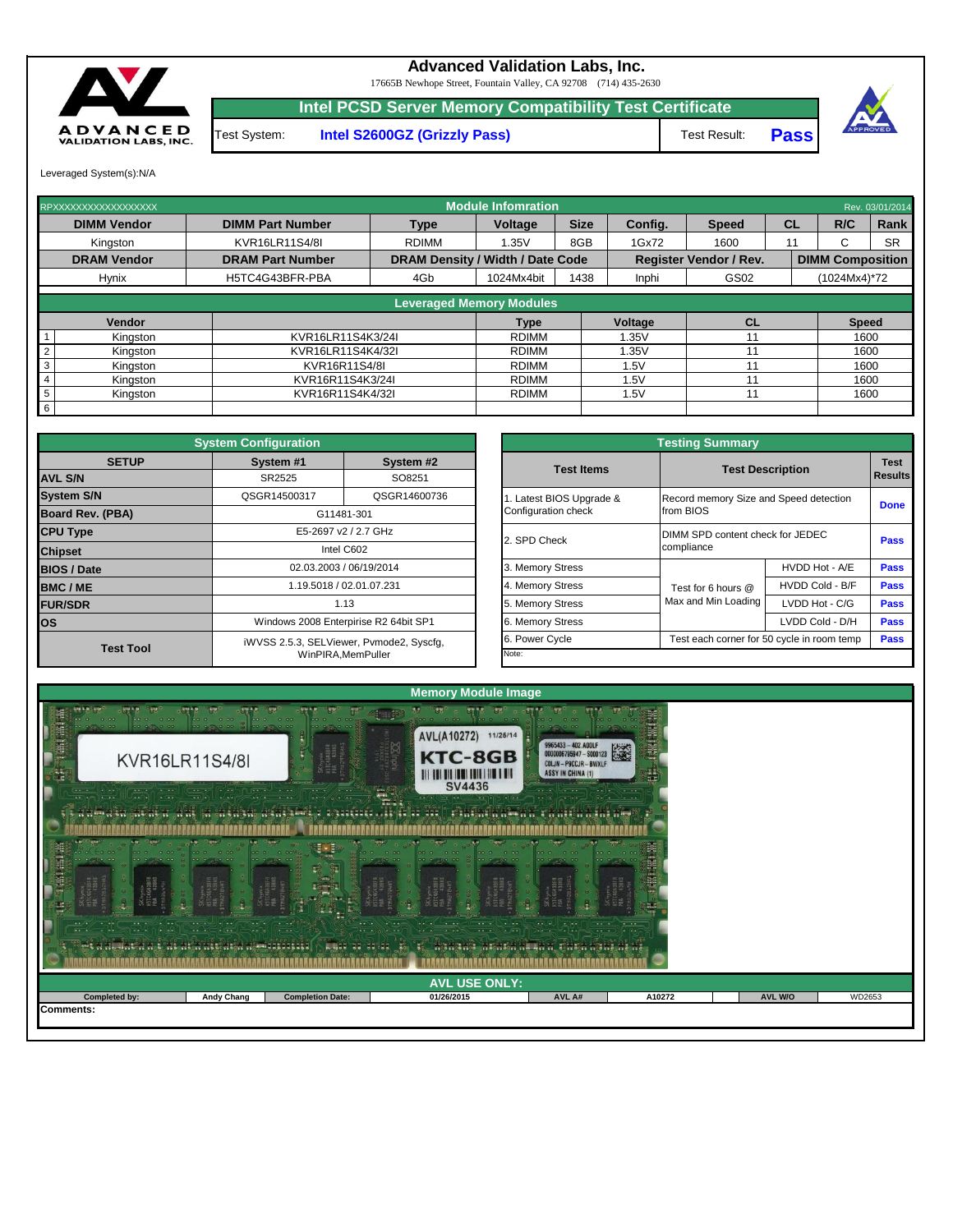# Advanced Validation Labs, Inc.

17665B Newhope Street, Fountain Valley, CA 92708 (714) 435-2630

## Intel PCSD Server Memory Compatibility Test Certificate

Test System: **Intel S2600GZ (Grizzly Pass)** Test Result: **Pass**

Leveraged System(s):N/A

| RPXXXXXXXXXXXXXXXXXX | | Module Infomration | | | | | | | Rev. 03/01/2014 |
|---|---|---|---|---|---|---|---|---|---|
| **DIMM Vendor** | **DIMM Part Number** | **Type** | **Voltage** | **Size** | **Config.** | **Speed** | **CL** | **R/C** | **Rank** |
| Kingston | KVR16LR11S4/8I | RDIMM | 1.35V | 8GB | 1Gx72 | 1600 | 11 | C | SR |
| **DRAM Vendor** | **DRAM Part Number** | **DRAM Density / Width / Date Code** | | | **Register Vendor / Rev.** | | **DIMM Composition** | | |
| Hynix | H5TC4G43BFR-PBA | 4Gb | 1024Mx4bit | 1438 | Inphi | GS02 | (1024Mx4)*72 | | |

**Leveraged Memory Modules**

| # | Vendor | | Type | Voltage | CL | Speed |
|---|---|---|---|---|---|---|
| 1 | Kingston | KVR16LR11S4K3/24I | RDIMM | 1.35V | 11 | 1600 |
| 2 | Kingston | KVR16LR11S4K4/32I | RDIMM | 1.35V | 11 | 1600 |
| 3 | Kingston | KVR16R11S4/8I | RDIMM | 1.5V | 11 | 1600 |
| 4 | Kingston | KVR16R11S4K3/24I | RDIMM | 1.5V | 11 | 1600 |
| 5 | Kingston | KVR16R11S4K4/32I | RDIMM | 1.5V | 11 | 1600 |
| 6 | | | | | | |

**System Configuration**

| SETUP | System #1 | System #2 |
|---|---|---|
| **AVL S/N** | SR2525 | SO8251 |
| **System S/N** | QSGR14500317 | QSGR14600736 |
| **Board Rev. (PBA)** | G11481-301 | |
| **CPU Type** | E5-2697 v2 / 2.7 GHz | |
| **Chipset** | Intel C602 | |
| **BIOS / Date** | 02.03.2003 / 06/19/2014 | |
| **BMC / ME** | 1.19.5018 / 02.01.07.231 | |
| **FUR/SDR** | 1.13 | |
| **OS** | Windows 2008 Enterprise R2 64bit SP1 | |
| **Test Tool** | iWVSS 2.5.3, SELViewer, Pvmode2, Syscfg, WinPIRA,MemPuller | |

**Testing Summary**

| Test Items | Test Description | | Test Results |
|---|---|---|---|
| 1. Latest BIOS Upgrade & Configuration check | Record memory Size and Speed detection from BIOS | | **Done** |
| 2. SPD Check | DIMM SPD content check for JEDEC compliance | | **Pass** |
| 3. Memory Stress | Test for 6 hours @ Max and Min Loading | HVDD Hot - A/E | **Pass** |
| 4. Memory Stress | | HVDD Cold - B/F | **Pass** |
| 5. Memory Stress | | LVDD Hot - C/G | **Pass** |
| 6. Memory Stress | | LVDD Cold - D/H | **Pass** |
| 6. Power Cycle | Test each corner for 50 cycle in room temp | | **Pass** |
| Note: | | | |

**Memory Module Image**

**AVL USE ONLY:**

| Completed by: | Andy Chang | Completion Date: | 01/26/2015 | AVL A# | A10272 | AVL W/O | WD2653 |
|---|---|---|---|---|---|---|---|

**Comments:**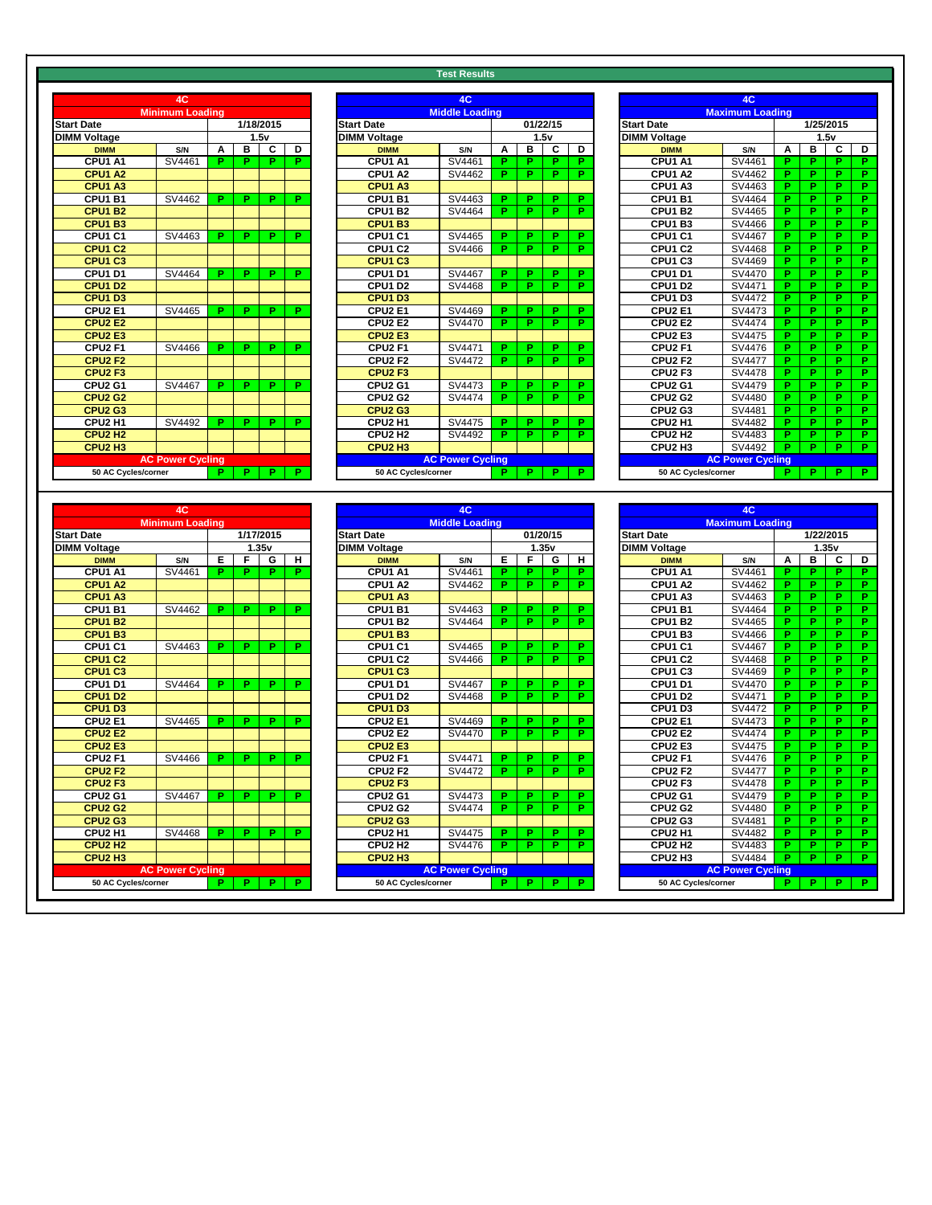# Test Results

| 4C Minimum Loading | | | | | |
|---|---|---|---|---|---|
| Start Date | | 1/18/2015 | | | |
| DIMM Voltage | | 1.5v | | | |
| DIMM | S/N | A | B | C | D |
| CPU1 A1 | SV4461 | P | P | P | P |
| CPU1 A2 | | | | | |
| CPU1 A3 | | | | | |
| CPU1 B1 | SV4462 | P | P | P | P |
| CPU1 B2 | | | | | |
| CPU1 B3 | | | | | |
| CPU1 C1 | SV4463 | P | P | P | P |
| CPU1 C2 | | | | | |
| CPU1 C3 | | | | | |
| CPU1 D1 | SV4464 | P | P | P | P |
| CPU1 D2 | | | | | |
| CPU1 D3 | | | | | |
| CPU2 E1 | SV4465 | P | P | P | P |
| CPU2 E2 | | | | | |
| CPU2 E3 | | | | | |
| CPU2 F1 | SV4466 | P | P | P | P |
| CPU2 F2 | | | | | |
| CPU2 F3 | | | | | |
| CPU2 G1 | SV4467 | P | P | P | P |
| CPU2 G2 | | | | | |
| CPU2 G3 | | | | | |
| CPU2 H1 | SV4492 | P | P | P | P |
| CPU2 H2 | | | | | |
| CPU2 H3 | | | | | |
| AC Power Cycling | | | | | |
| 50 AC Cycles/corner | | P | P | P | P |

| 4C Middle Loading | | | | | |
|---|---|---|---|---|---|
| Start Date | | 01/22/15 | | | |
| DIMM Voltage | | 1.5v | | | |
| DIMM | S/N | A | B | C | D |
| CPU1 A1 | SV4461 | P | P | P | P |
| CPU1 A2 | SV4462 | P | P | P | P |
| CPU1 A3 | | | | | |
| CPU1 B1 | SV4463 | P | P | P | P |
| CPU1 B2 | SV4464 | P | P | P | P |
| CPU1 B3 | | | | | |
| CPU1 C1 | SV4465 | P | P | P | P |
| CPU1 C2 | SV4466 | P | P | P | P |
| CPU1 C3 | | | | | |
| CPU1 D1 | SV4467 | P | P | P | P |
| CPU1 D2 | SV4468 | P | P | P | P |
| CPU1 D3 | | | | | |
| CPU2 E1 | SV4469 | P | P | P | P |
| CPU2 E2 | SV4470 | P | P | P | P |
| CPU2 E3 | | | | | |
| CPU2 F1 | SV4471 | P | P | P | P |
| CPU2 F2 | SV4472 | P | P | P | P |
| CPU2 F3 | | | | | |
| CPU2 G1 | SV4473 | P | P | P | P |
| CPU2 G2 | SV4474 | P | P | P | P |
| CPU2 G3 | | | | | |
| CPU2 H1 | SV4475 | P | P | P | P |
| CPU2 H2 | SV4492 | P | P | P | P |
| CPU2 H3 | | | | | |
| AC Power Cycling | | | | | |
| 50 AC Cycles/corner | | P | P | P | P |

| 4C Maximum Loading | | | | | |
|---|---|---|---|---|---|
| Start Date | | 1/25/2015 | | | |
| DIMM Voltage | | 1.5v | | | |
| DIMM | S/N | A | B | C | D |
| CPU1 A1 | SV4461 | P | P | P | P |
| CPU1 A2 | SV4462 | P | P | P | P |
| CPU1 A3 | SV4463 | P | P | P | P |
| CPU1 B1 | SV4464 | P | P | P | P |
| CPU1 B2 | SV4465 | P | P | P | P |
| CPU1 B3 | SV4466 | P | P | P | P |
| CPU1 C1 | SV4467 | P | P | P | P |
| CPU1 C2 | SV4468 | P | P | P | P |
| CPU1 C3 | SV4469 | P | P | P | P |
| CPU1 D1 | SV4470 | P | P | P | P |
| CPU1 D2 | SV4471 | P | P | P | P |
| CPU1 D3 | SV4472 | P | P | P | P |
| CPU2 E1 | SV4473 | P | P | P | P |
| CPU2 E2 | SV4474 | P | P | P | P |
| CPU2 E3 | SV4475 | P | P | P | P |
| CPU2 F1 | SV4476 | P | P | P | P |
| CPU2 F2 | SV4477 | P | P | P | P |
| CPU2 F3 | SV4478 | P | P | P | P |
| CPU2 G1 | SV4479 | P | P | P | P |
| CPU2 G2 | SV4480 | P | P | P | P |
| CPU2 G3 | SV4481 | P | P | P | P |
| CPU2 H1 | SV4482 | P | P | P | P |
| CPU2 H2 | SV4483 | P | P | P | P |
| CPU2 H3 | SV4492 | P | P | P | P |
| AC Power Cycling | | | | | |
| 50 AC Cycles/corner | | P | P | P | P |

| 4C Minimum Loading | | | | | |
|---|---|---|---|---|---|
| Start Date | | 1/17/2015 | | | |
| DIMM Voltage | | 1.35v | | | |
| DIMM | S/N | E | F | G | H |
| CPU1 A1 | SV4461 | P | P | P | P |
| CPU1 A2 | | | | | |
| CPU1 A3 | | | | | |
| CPU1 B1 | SV4462 | P | P | P | P |
| CPU1 B2 | | | | | |
| CPU1 B3 | | | | | |
| CPU1 C1 | SV4463 | P | P | P | P |
| CPU1 C2 | | | | | |
| CPU1 C3 | | | | | |
| CPU1 D1 | SV4464 | P | P | P | P |
| CPU1 D2 | | | | | |
| CPU1 D3 | | | | | |
| CPU2 E1 | SV4465 | P | P | P | P |
| CPU2 E2 | | | | | |
| CPU2 E3 | | | | | |
| CPU2 F1 | SV4466 | P | P | P | P |
| CPU2 F2 | | | | | |
| CPU2 F3 | | | | | |
| CPU2 G1 | SV4467 | P | P | P | P |
| CPU2 G2 | | | | | |
| CPU2 G3 | | | | | |
| CPU2 H1 | SV4468 | P | P | P | P |
| CPU2 H2 | | | | | |
| CPU2 H3 | | | | | |
| AC Power Cycling | | | | | |
| 50 AC Cycles/corner | | P | P | P | P |

| 4C Middle Loading | | | | | |
|---|---|---|---|---|---|
| Start Date | | 01/20/15 | | | |
| DIMM Voltage | | 1.35v | | | |
| DIMM | S/N | E | F | G | H |
| CPU1 A1 | SV4461 | P | P | P | P |
| CPU1 A2 | SV4462 | P | P | P | P |
| CPU1 A3 | | | | | |
| CPU1 B1 | SV4463 | P | P | P | P |
| CPU1 B2 | SV4464 | P | P | P | P |
| CPU1 B3 | | | | | |
| CPU1 C1 | SV4465 | P | P | P | P |
| CPU1 C2 | SV4466 | P | P | P | P |
| CPU1 C3 | | | | | |
| CPU1 D1 | SV4467 | P | P | P | P |
| CPU1 D2 | SV4468 | P | P | P | P |
| CPU1 D3 | | | | | |
| CPU2 E1 | SV4469 | P | P | P | P |
| CPU2 E2 | SV4470 | P | P | P | P |
| CPU2 E3 | | | | | |
| CPU2 F1 | SV4471 | P | P | P | P |
| CPU2 F2 | SV4472 | P | P | P | P |
| CPU2 F3 | | | | | |
| CPU2 G1 | SV4473 | P | P | P | P |
| CPU2 G2 | SV4474 | P | P | P | P |
| CPU2 G3 | | | | | |
| CPU2 H1 | SV4475 | P | P | P | P |
| CPU2 H2 | SV4476 | P | P | P | P |
| CPU2 H3 | | | | | |
| AC Power Cycling | | | | | |
| 50 AC Cycles/corner | | P | P | P | P |

| 4C Maximum Loading | | | | | |
|---|---|---|---|---|---|
| Start Date | | 1/22/2015 | | | |
| DIMM Voltage | | 1.35v | | | |
| DIMM | S/N | A | B | C | D |
| CPU1 A1 | SV4461 | P | P | P | P |
| CPU1 A2 | SV4462 | P | P | P | P |
| CPU1 A3 | SV4463 | P | P | P | P |
| CPU1 B1 | SV4464 | P | P | P | P |
| CPU1 B2 | SV4465 | P | P | P | P |
| CPU1 B3 | SV4466 | P | P | P | P |
| CPU1 C1 | SV4467 | P | P | P | P |
| CPU1 C2 | SV4468 | P | P | P | P |
| CPU1 C3 | SV4469 | P | P | P | P |
| CPU1 D1 | SV4470 | P | P | P | P |
| CPU1 D2 | SV4471 | P | P | P | P |
| CPU1 D3 | SV4472 | P | P | P | P |
| CPU2 E1 | SV4473 | P | P | P | P |
| CPU2 E2 | SV4474 | P | P | P | P |
| CPU2 E3 | SV4475 | P | P | P | P |
| CPU2 F1 | SV4476 | P | P | P | P |
| CPU2 F2 | SV4477 | P | P | P | P |
| CPU2 F3 | SV4478 | P | P | P | P |
| CPU2 G1 | SV4479 | P | P | P | P |
| CPU2 G2 | SV4480 | P | P | P | P |
| CPU2 G3 | SV4481 | P | P | P | P |
| CPU2 H1 | SV4482 | P | P | P | P |
| CPU2 H2 | SV4483 | P | P | P | P |
| CPU2 H3 | SV4484 | P | P | P | P |
| AC Power Cycling | | | | | |
| 50 AC Cycles/corner | | P | P | P | P |